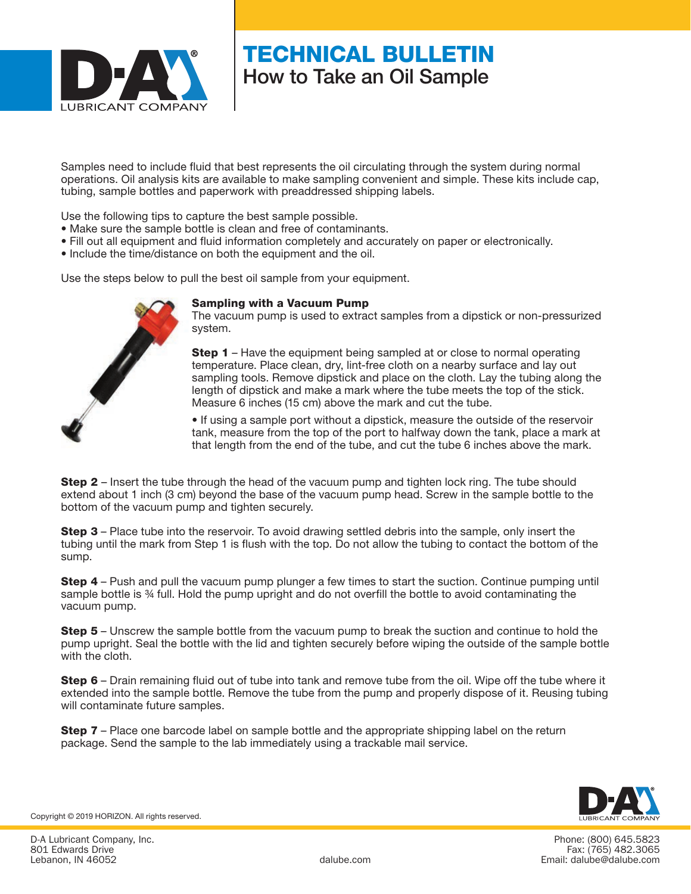# TECHNICAL BULLETIN

## How to Take an Oil Sample

Samples need to include fluid that best represents the oil circulating through the system during normal operations. Oil analysis kits are available to make sampling convenient and simple. These kits include cap, tubing, sample bottles and paperwork with preaddressed shipping labels.

Use the following tips to capture the best sample possible.

- Make sure the sample bottle is clean and free of contaminants.
- Fill out all equipment and fluid information completely and accurately on paper or electronically.
- Include the time/distance on both the equipment and the oil.

Use the steps below to pull the best oil sample from your equipment.

### Sampling with a Vacuum Pump

The vacuum pump is used to extract samples from a dipstick or non-pressurized system.

**Step 1** – Have the equipment being sampled at or close to normal operating temperature. Place clean, dry, lint-free cloth on a nearby surface and lay out sampling tools. Remove dipstick and place on the cloth. Lay the tubing along the length of dipstick and make a mark where the tube meets the top of the stick. Measure 6 inches (15 cm) above the mark and cut the tube.

- If using a sample port without a dipstick, measure the outside of the reservoir tank, measure from the top of the port to halfway down the tank, place a mark at that length from the end of the tube, and cut the tube 6 inches above the mark.

**Step 2** – Insert the tube through the head of the vacuum pump and tighten lock ring. The tube should extend about 1 inch (3 cm) beyond the base of the vacuum pump head. Screw in the sample bottle to the bottom of the vacuum pump and tighten securely.

**Step 3** – Place tube into the reservoir. To avoid drawing settled debris into the sample, only insert the tubing until the mark from Step 1 is flush with the top. Do not allow the tubing to contact the bottom of the sump.

**Step 4** – Push and pull the vacuum pump plunger a few times to start the suction. Continue pumping until sample bottle is ¾ full. Hold the pump upright and do not overfill the bottle to avoid contaminating the vacuum pump.

**Step 5** – Unscrew the sample bottle from the vacuum pump to break the suction and continue to hold the pump upright. Seal the bottle with the lid and tighten securely before wiping the outside of the sample bottle with the cloth.

**Step 6** – Drain remaining fluid out of tube into tank and remove tube from the oil. Wipe off the tube where it extended into the sample bottle. Remove the tube from the pump and properly dispose of it. Reusing tubing will contaminate future samples.

**Step 7** – Place one barcode label on sample bottle and the appropriate shipping label on the return package. Send the sample to the lab immediately using a trackable mail service.

Copyright © 2019 HORIZON. All rights reserved.

D-A Lubricant Company, Inc.
801 Edwards Drive
Lebanon, IN 46052

dalube.com

Phone: (800) 645.5823
Fax: (765) 482.3065
Email: dalube@dalube.com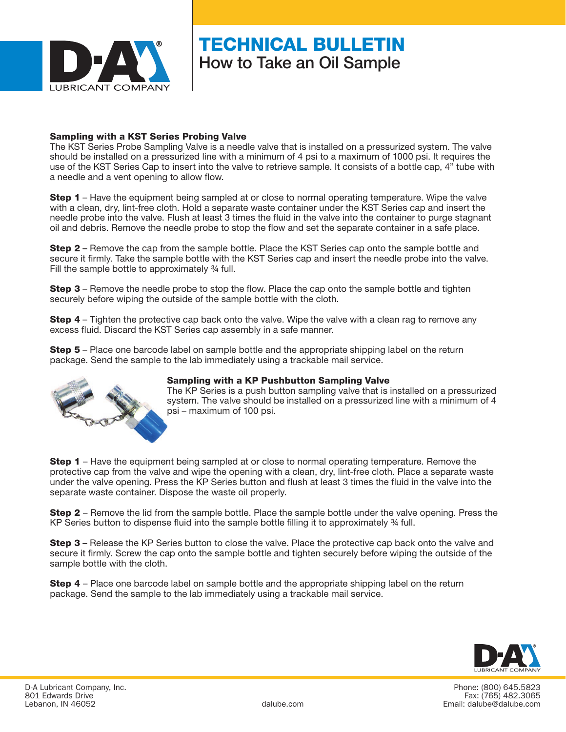# TECHNICAL BULLETIN

## How to Take an Oil Sample

**Sampling with a KST Series Probing Valve**

The KST Series Probe Sampling Valve is a needle valve that is installed on a pressurized system. The valve should be installed on a pressurized line with a minimum of 4 psi to a maximum of 1000 psi. It requires the use of the KST Series Cap to insert into the valve to retrieve sample. It consists of a bottle cap, 4" tube with a needle and a vent opening to allow flow.

**Step 1** – Have the equipment being sampled at or close to normal operating temperature. Wipe the valve with a clean, dry, lint-free cloth. Hold a separate waste container under the KST Series cap and insert the needle probe into the valve. Flush at least 3 times the fluid in the valve into the container to purge stagnant oil and debris. Remove the needle probe to stop the flow and set the separate container in a safe place.

**Step 2** – Remove the cap from the sample bottle. Place the KST Series cap onto the sample bottle and secure it firmly. Take the sample bottle with the KST Series cap and insert the needle probe into the valve. Fill the sample bottle to approximately ¾ full.

**Step 3** – Remove the needle probe to stop the flow. Place the cap onto the sample bottle and tighten securely before wiping the outside of the sample bottle with the cloth.

**Step 4** – Tighten the protective cap back onto the valve. Wipe the valve with a clean rag to remove any excess fluid. Discard the KST Series cap assembly in a safe manner.

**Step 5** – Place one barcode label on sample bottle and the appropriate shipping label on the return package. Send the sample to the lab immediately using a trackable mail service.

**Sampling with a KP Pushbutton Sampling Valve**

The KP Series is a push button sampling valve that is installed on a pressurized system. The valve should be installed on a pressurized line with a minimum of 4 psi – maximum of 100 psi.

**Step 1** – Have the equipment being sampled at or close to normal operating temperature. Remove the protective cap from the valve and wipe the opening with a clean, dry, lint-free cloth. Place a separate waste under the valve opening. Press the KP Series button and flush at least 3 times the fluid in the valve into the separate waste container. Dispose the waste oil properly.

**Step 2** – Remove the lid from the sample bottle. Place the sample bottle under the valve opening. Press the KP Series button to dispense fluid into the sample bottle filling it to approximately ¾ full.

**Step 3** – Release the KP Series button to close the valve. Place the protective cap back onto the valve and secure it firmly. Screw the cap onto the sample bottle and tighten securely before wiping the outside of the sample bottle with the cloth.

**Step 4** – Place one barcode label on sample bottle and the appropriate shipping label on the return package. Send the sample to the lab immediately using a trackable mail service.

D-A Lubricant Company, Inc.
801 Edwards Drive
Lebanon, IN 46052

dalube.com

Phone: (800) 645.5823
Fax: (765) 482.3065
Email: dalube@dalube.com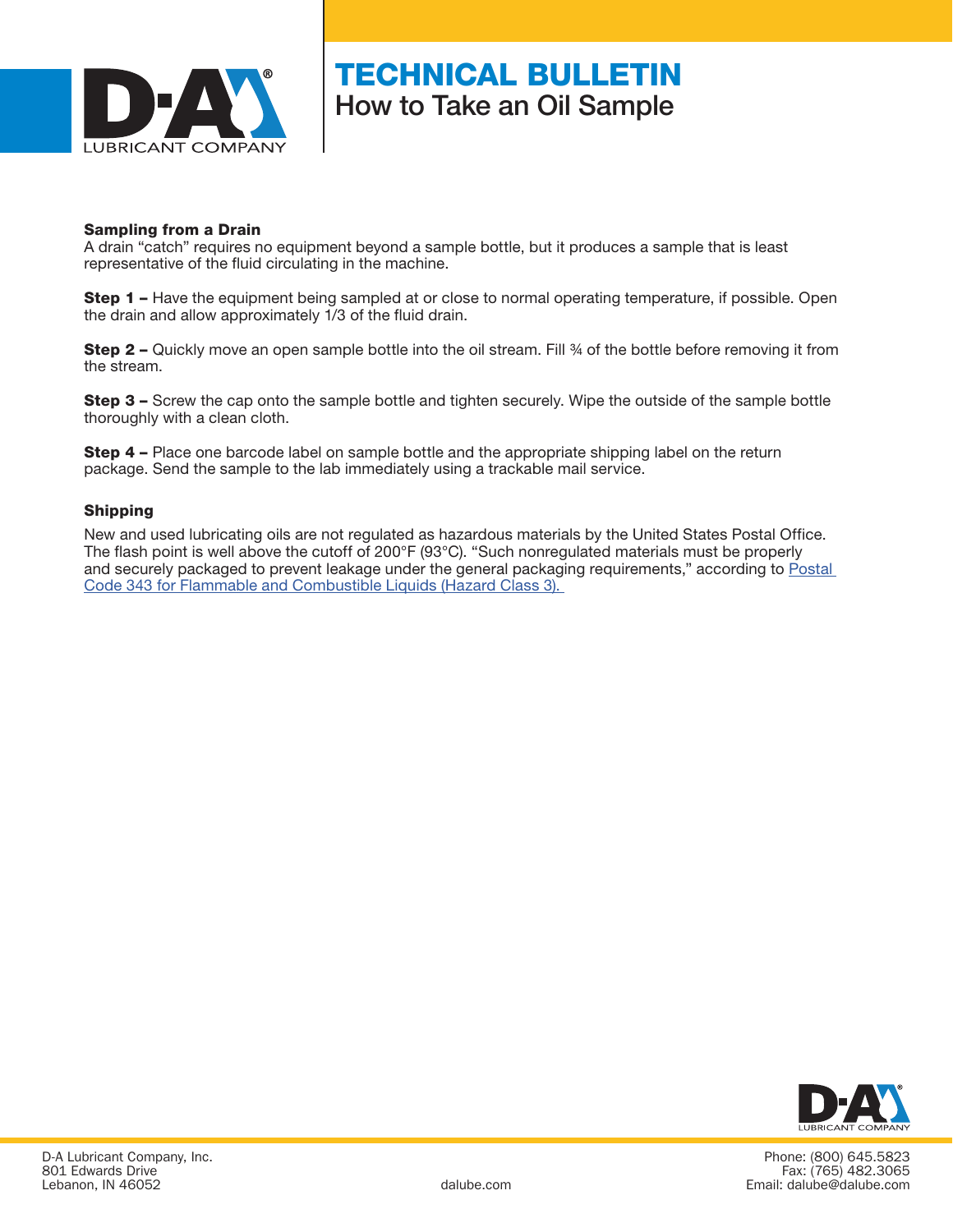### Sampling from a Drain

A drain "catch" requires no equipment beyond a sample bottle, but it produces a sample that is least representative of the fluid circulating in the machine.

**Step 1 –** Have the equipment being sampled at or close to normal operating temperature, if possible. Open the drain and allow approximately 1/3 of the fluid drain.

**Step 2 –** Quickly move an open sample bottle into the oil stream. Fill ¾ of the bottle before removing it from the stream.

**Step 3 –** Screw the cap onto the sample bottle and tighten securely. Wipe the outside of the sample bottle thoroughly with a clean cloth.

**Step 4 –** Place one barcode label on sample bottle and the appropriate shipping label on the return package. Send the sample to the lab immediately using a trackable mail service.

### Shipping

New and used lubricating oils are not regulated as hazardous materials by the United States Postal Office. The flash point is well above the cutoff of 200°F (93°C). "Such nonregulated materials must be properly and securely packaged to prevent leakage under the general packaging requirements," according to Postal Code 343 for Flammable and Combustible Liquids (Hazard Class 3).